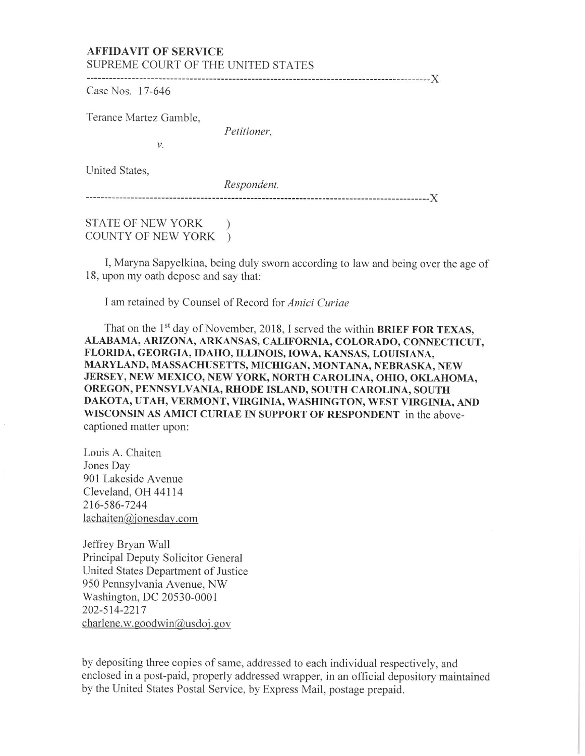**AFFIDAVIT OF SERVICE**
SUPREME COURT OF THE UNITED STATES

------------------------------------------------------------------------------------------X

Case Nos. 17-646

Terance Martez Gamble,

*Petitioner,*

*v.*

United States,

*Respondent.*

------------------------------------------------------------------------------------------X

STATE OF NEW YORK )
COUNTY OF NEW YORK )

I, Maryna Sapyelkina, being duly sworn according to law and being over the age of 18, upon my oath depose and say that:

I am retained by Counsel of Record for *Amici Curiae*

That on the 1st day of November, 2018, I served the within **BRIEF FOR TEXAS, ALABAMA, ARIZONA, ARKANSAS, CALIFORNIA, COLORADO, CONNECTICUT, FLORIDA, GEORGIA, IDAHO, ILLINOIS, IOWA, KANSAS, LOUISIANA, MARYLAND, MASSACHUSETTS, MICHIGAN, MONTANA, NEBRASKA, NEW JERSEY, NEW MEXICO, NEW YORK, NORTH CAROLINA, OHIO, OKLAHOMA, OREGON, PENNSYLVANIA, RHODE ISLAND, SOUTH CAROLINA, SOUTH DAKOTA, UTAH, VERMONT, VIRGINIA, WASHINGTON, WEST VIRGINIA, AND WISCONSIN AS AMICI CURIAE IN SUPPORT OF RESPONDENT** in the above-captioned matter upon:

Louis A. Chaiten
Jones Day
901 Lakeside Avenue
Cleveland, OH 44114
216-586-7244
lachaiten@jonesday.com

Jeffrey Bryan Wall
Principal Deputy Solicitor General
United States Department of Justice
950 Pennsylvania Avenue, NW
Washington, DC 20530-0001
202-514-2217
charlene.w.goodwin@usdoj.gov

by depositing three copies of same, addressed to each individual respectively, and enclosed in a post-paid, properly addressed wrapper, in an official depository maintained by the United States Postal Service, by Express Mail, postage prepaid.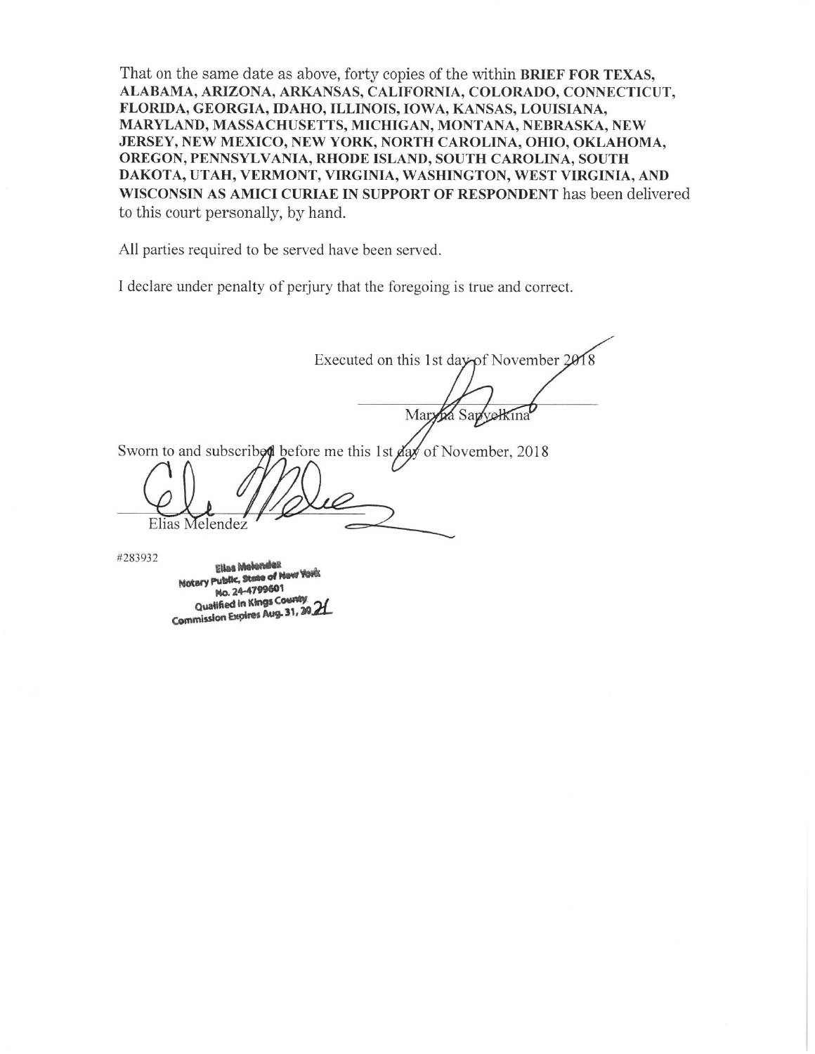That on the same date as above, forty copies of the within **BRIEF FOR TEXAS, ALABAMA, ARIZONA, ARKANSAS, CALIFORNIA, COLORADO, CONNECTICUT, FLORIDA, GEORGIA, IDAHO, ILLINOIS, IOWA, KANSAS, LOUISIANA, MARYLAND, MASSACHUSETTS, MICHIGAN, MONTANA, NEBRASKA, NEW JERSEY, NEW MEXICO, NEW YORK, NORTH CAROLINA, OHIO, OKLAHOMA, OREGON, PENNSYLVANIA, RHODE ISLAND, SOUTH CAROLINA, SOUTH DAKOTA, UTAH, VERMONT, VIRGINIA, WASHINGTON, WEST VIRGINIA, AND WISCONSIN AS AMICI CURIAE IN SUPPORT OF RESPONDENT** has been delivered to this court personally, by hand.

All parties required to be served have been served.

I declare under penalty of perjury that the foregoing is true and correct.

Executed on this 1st day of November 2018

Maryna Sapyelkina

Sworn to and subscribed before me this 1st day of November, 2018

Elias Melendez

#283932

Elias Melendez
Notary Public, State of New York
No. 24-4799601
Qualified in Kings County
Commission Expires Aug. 31, 2021